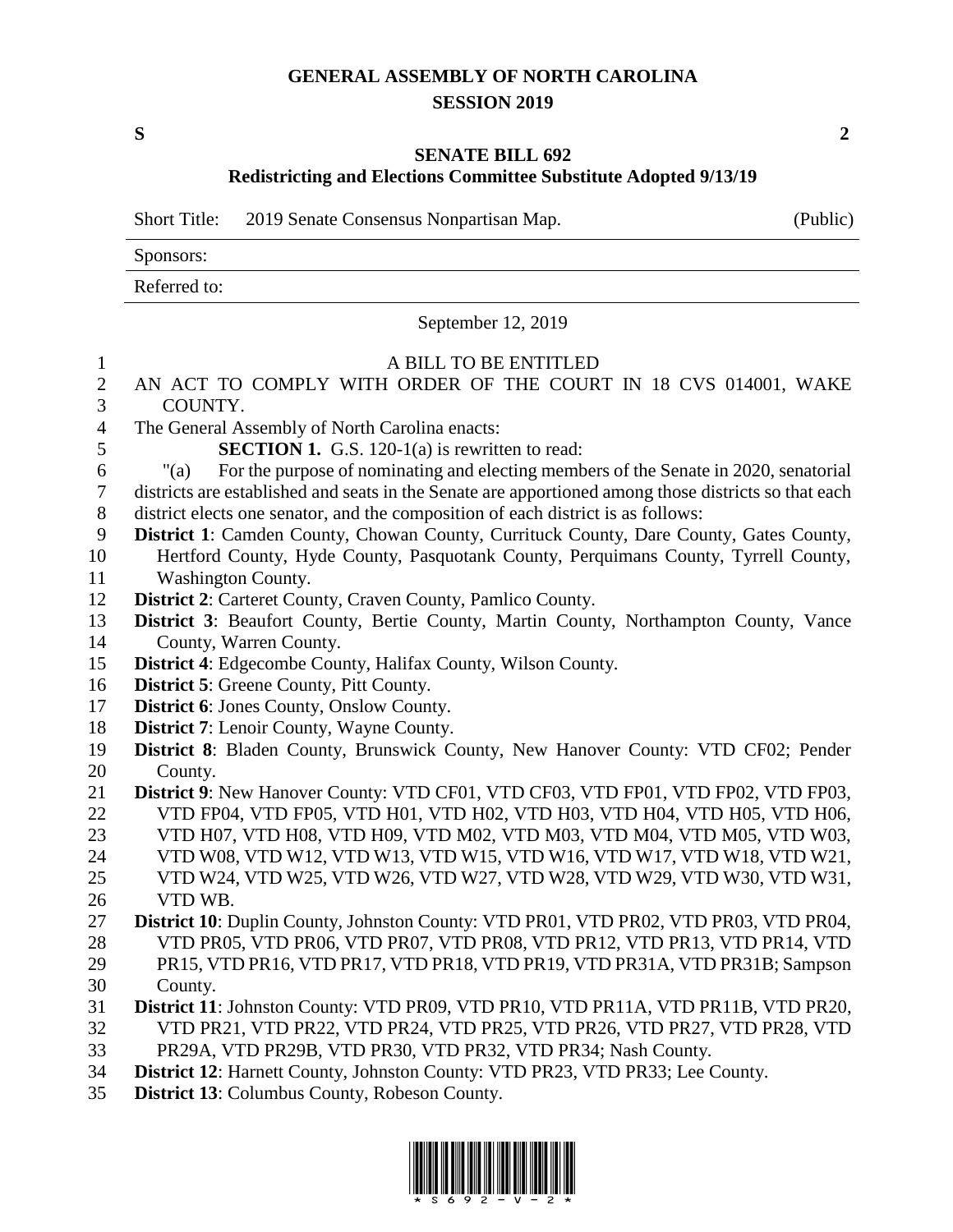# GENERAL ASSEMBLY OF NORTH CAROLINA
## SESSION 2019

**S** **2**

## SENATE BILL 692
### Redistricting and Elections Committee Substitute Adopted 9/13/19

| Short Title: | 2019 Senate Consensus Nonpartisan Map. | (Public) |
|---|---|---|
| Sponsors: | | |
| Referred to: | | |

September 12, 2019

A BILL TO BE ENTITLED

AN ACT TO COMPLY WITH ORDER OF THE COURT IN 18 CVS 014001, WAKE COUNTY.

The General Assembly of North Carolina enacts:

**SECTION 1.** G.S. 120-1(a) is rewritten to read:

"(a) For the purpose of nominating and electing members of the Senate in 2020, senatorial districts are established and seats in the Senate are apportioned among those districts so that each district elects one senator, and the composition of each district is as follows:

**District 1**: Camden County, Chowan County, Currituck County, Dare County, Gates County, Hertford County, Hyde County, Pasquotank County, Perquimans County, Tyrrell County, Washington County.

**District 2**: Carteret County, Craven County, Pamlico County.

**District 3**: Beaufort County, Bertie County, Martin County, Northampton County, Vance County, Warren County.

**District 4**: Edgecombe County, Halifax County, Wilson County.

**District 5**: Greene County, Pitt County.

**District 6**: Jones County, Onslow County.

**District 7**: Lenoir County, Wayne County.

**District 8**: Bladen County, Brunswick County, New Hanover County: VTD CF02; Pender County.

**District 9**: New Hanover County: VTD CF01, VTD CF03, VTD FP01, VTD FP02, VTD FP03, VTD FP04, VTD FP05, VTD H01, VTD H02, VTD H03, VTD H04, VTD H05, VTD H06, VTD H07, VTD H08, VTD H09, VTD M02, VTD M03, VTD M04, VTD M05, VTD W03, VTD W08, VTD W12, VTD W13, VTD W15, VTD W16, VTD W17, VTD W18, VTD W21, VTD W24, VTD W25, VTD W26, VTD W27, VTD W28, VTD W29, VTD W30, VTD W31, VTD WB.

**District 10**: Duplin County, Johnston County: VTD PR01, VTD PR02, VTD PR03, VTD PR04, VTD PR05, VTD PR06, VTD PR07, VTD PR08, VTD PR12, VTD PR13, VTD PR14, VTD PR15, VTD PR16, VTD PR17, VTD PR18, VTD PR19, VTD PR31A, VTD PR31B; Sampson County.

**District 11**: Johnston County: VTD PR09, VTD PR10, VTD PR11A, VTD PR11B, VTD PR20, VTD PR21, VTD PR22, VTD PR24, VTD PR25, VTD PR26, VTD PR27, VTD PR28, VTD PR29A, VTD PR29B, VTD PR30, VTD PR32, VTD PR34; Nash County.

**District 12**: Harnett County, Johnston County: VTD PR23, VTD PR33; Lee County.

**District 13**: Columbus County, Robeson County.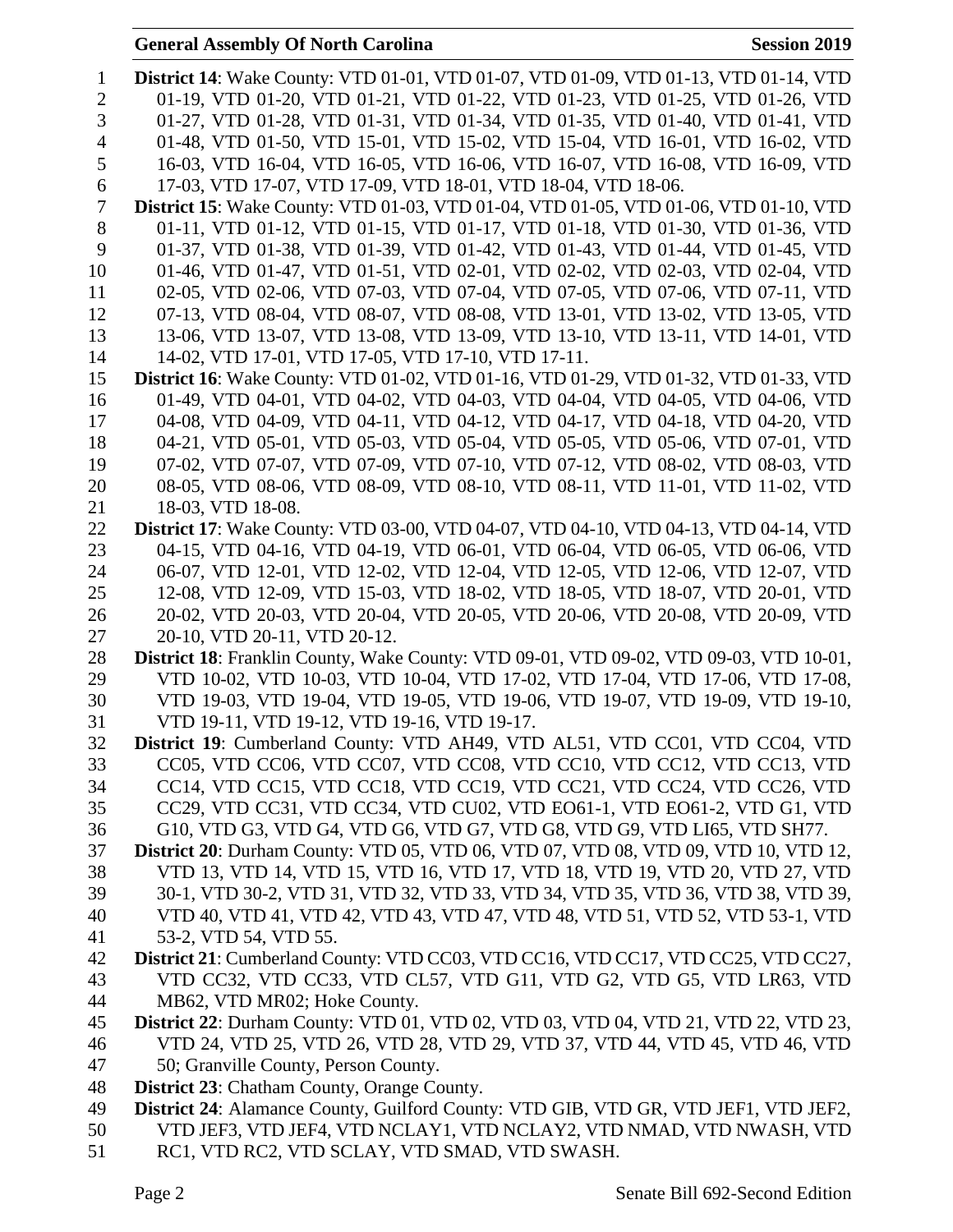**District 14**: Wake County: VTD 01-01, VTD 01-07, VTD 01-09, VTD 01-13, VTD 01-14, VTD 01-19, VTD 01-20, VTD 01-21, VTD 01-22, VTD 01-23, VTD 01-25, VTD 01-26, VTD 01-27, VTD 01-28, VTD 01-31, VTD 01-34, VTD 01-35, VTD 01-40, VTD 01-41, VTD 01-48, VTD 01-50, VTD 15-01, VTD 15-02, VTD 15-04, VTD 16-01, VTD 16-02, VTD 16-03, VTD 16-04, VTD 16-05, VTD 16-06, VTD 16-07, VTD 16-08, VTD 16-09, VTD 17-03, VTD 17-07, VTD 17-09, VTD 18-01, VTD 18-04, VTD 18-06.

**District 15**: Wake County: VTD 01-03, VTD 01-04, VTD 01-05, VTD 01-06, VTD 01-10, VTD 01-11, VTD 01-12, VTD 01-15, VTD 01-17, VTD 01-18, VTD 01-30, VTD 01-36, VTD 01-37, VTD 01-38, VTD 01-39, VTD 01-42, VTD 01-43, VTD 01-44, VTD 01-45, VTD 01-46, VTD 01-47, VTD 01-51, VTD 02-01, VTD 02-02, VTD 02-03, VTD 02-04, VTD 02-05, VTD 02-06, VTD 07-03, VTD 07-04, VTD 07-05, VTD 07-06, VTD 07-11, VTD 07-13, VTD 08-04, VTD 08-07, VTD 08-08, VTD 13-01, VTD 13-02, VTD 13-05, VTD 13-06, VTD 13-07, VTD 13-08, VTD 13-09, VTD 13-10, VTD 13-11, VTD 14-01, VTD 14-02, VTD 17-01, VTD 17-05, VTD 17-10, VTD 17-11.

**District 16**: Wake County: VTD 01-02, VTD 01-16, VTD 01-29, VTD 01-32, VTD 01-33, VTD 01-49, VTD 04-01, VTD 04-02, VTD 04-03, VTD 04-04, VTD 04-05, VTD 04-06, VTD 04-08, VTD 04-09, VTD 04-11, VTD 04-12, VTD 04-17, VTD 04-18, VTD 04-20, VTD 04-21, VTD 05-01, VTD 05-03, VTD 05-04, VTD 05-05, VTD 05-06, VTD 07-01, VTD 07-02, VTD 07-07, VTD 07-09, VTD 07-10, VTD 07-12, VTD 08-02, VTD 08-03, VTD 08-05, VTD 08-06, VTD 08-09, VTD 08-10, VTD 08-11, VTD 11-01, VTD 11-02, VTD 18-03, VTD 18-08.

**District 17**: Wake County: VTD 03-00, VTD 04-07, VTD 04-10, VTD 04-13, VTD 04-14, VTD 04-15, VTD 04-16, VTD 04-19, VTD 06-01, VTD 06-04, VTD 06-05, VTD 06-06, VTD 06-07, VTD 12-01, VTD 12-02, VTD 12-04, VTD 12-05, VTD 12-06, VTD 12-07, VTD 12-08, VTD 12-09, VTD 15-03, VTD 18-02, VTD 18-05, VTD 18-07, VTD 20-01, VTD 20-02, VTD 20-03, VTD 20-04, VTD 20-05, VTD 20-06, VTD 20-08, VTD 20-09, VTD 20-10, VTD 20-11, VTD 20-12.

**District 18**: Franklin County, Wake County: VTD 09-01, VTD 09-02, VTD 09-03, VTD 10-01, VTD 10-02, VTD 10-03, VTD 10-04, VTD 17-02, VTD 17-04, VTD 17-06, VTD 17-08, VTD 19-03, VTD 19-04, VTD 19-05, VTD 19-06, VTD 19-07, VTD 19-09, VTD 19-10, VTD 19-11, VTD 19-12, VTD 19-16, VTD 19-17.

**District 19**: Cumberland County: VTD AH49, VTD AL51, VTD CC01, VTD CC04, VTD CC05, VTD CC06, VTD CC07, VTD CC08, VTD CC10, VTD CC12, VTD CC13, VTD CC14, VTD CC15, VTD CC18, VTD CC19, VTD CC21, VTD CC24, VTD CC26, VTD CC29, VTD CC31, VTD CC34, VTD CU02, VTD EO61-1, VTD EO61-2, VTD G1, VTD G10, VTD G3, VTD G4, VTD G6, VTD G7, VTD G8, VTD G9, VTD LI65, VTD SH77.

**District 20**: Durham County: VTD 05, VTD 06, VTD 07, VTD 08, VTD 09, VTD 10, VTD 12, VTD 13, VTD 14, VTD 15, VTD 16, VTD 17, VTD 18, VTD 19, VTD 20, VTD 27, VTD 30-1, VTD 30-2, VTD 31, VTD 32, VTD 33, VTD 34, VTD 35, VTD 36, VTD 38, VTD 39, VTD 40, VTD 41, VTD 42, VTD 43, VTD 47, VTD 48, VTD 51, VTD 52, VTD 53-1, VTD 53-2, VTD 54, VTD 55.

**District 21**: Cumberland County: VTD CC03, VTD CC16, VTD CC17, VTD CC25, VTD CC27, VTD CC32, VTD CC33, VTD CL57, VTD G11, VTD G2, VTD G5, VTD LR63, VTD MB62, VTD MR02; Hoke County.

**District 22**: Durham County: VTD 01, VTD 02, VTD 03, VTD 04, VTD 21, VTD 22, VTD 23, VTD 24, VTD 25, VTD 26, VTD 28, VTD 29, VTD 37, VTD 44, VTD 45, VTD 46, VTD 50; Granville County, Person County.

**District 23**: Chatham County, Orange County.

**District 24**: Alamance County, Guilford County: VTD GIB, VTD GR, VTD JEF1, VTD JEF2, VTD JEF3, VTD JEF4, VTD NCLAY1, VTD NCLAY2, VTD NMAD, VTD NWASH, VTD RC1, VTD RC2, VTD SCLAY, VTD SMAD, VTD SWASH.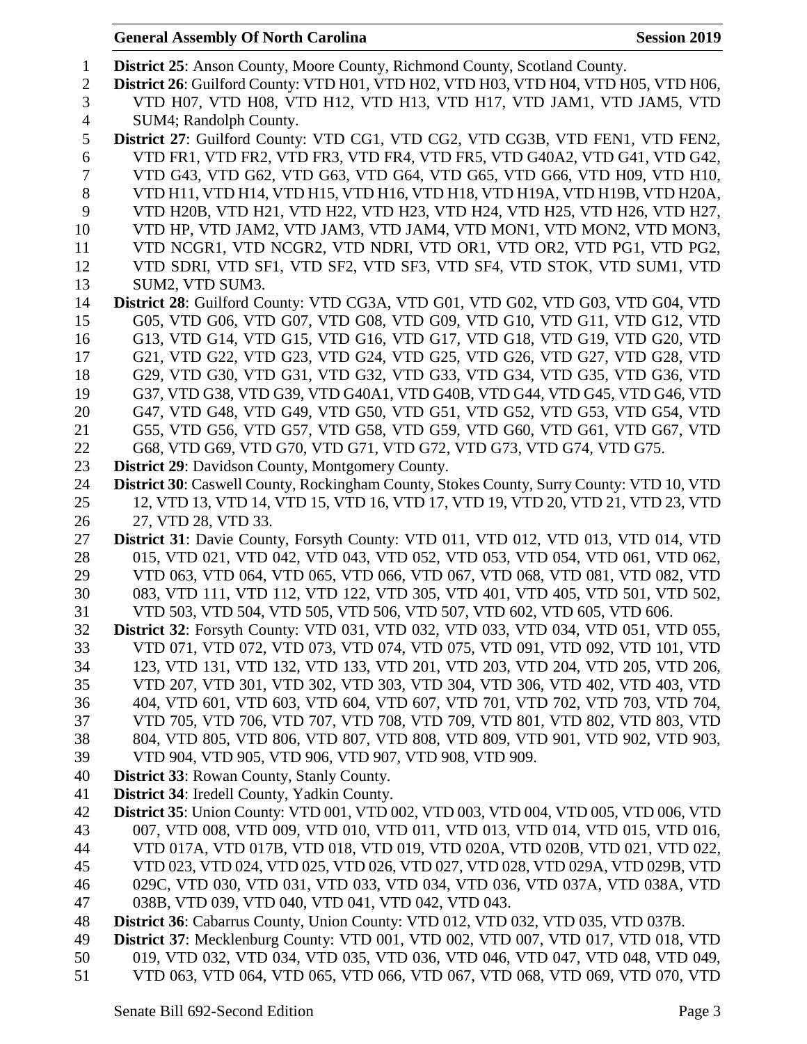**District 25**: Anson County, Moore County, Richmond County, Scotland County.

**District 26**: Guilford County: VTD H01, VTD H02, VTD H03, VTD H04, VTD H05, VTD H06, VTD H07, VTD H08, VTD H12, VTD H13, VTD H17, VTD JAM1, VTD JAM5, VTD SUM4; Randolph County.

**District 27**: Guilford County: VTD CG1, VTD CG2, VTD CG3B, VTD FEN1, VTD FEN2, VTD FR1, VTD FR2, VTD FR3, VTD FR4, VTD FR5, VTD G40A2, VTD G41, VTD G42, VTD G43, VTD G62, VTD G63, VTD G64, VTD G65, VTD G66, VTD H09, VTD H10, VTD H11, VTD H14, VTD H15, VTD H16, VTD H18, VTD H19A, VTD H19B, VTD H20A, VTD H20B, VTD H21, VTD H22, VTD H23, VTD H24, VTD H25, VTD H26, VTD H27, VTD HP, VTD JAM2, VTD JAM3, VTD JAM4, VTD MON1, VTD MON2, VTD MON3, VTD NCGR1, VTD NCGR2, VTD NDRI, VTD OR1, VTD OR2, VTD PG1, VTD PG2, VTD SDRI, VTD SF1, VTD SF2, VTD SF3, VTD SF4, VTD STOK, VTD SUM1, VTD SUM2, VTD SUM3.

**District 28**: Guilford County: VTD CG3A, VTD G01, VTD G02, VTD G03, VTD G04, VTD G05, VTD G06, VTD G07, VTD G08, VTD G09, VTD G10, VTD G11, VTD G12, VTD G13, VTD G14, VTD G15, VTD G16, VTD G17, VTD G18, VTD G19, VTD G20, VTD G21, VTD G22, VTD G23, VTD G24, VTD G25, VTD G26, VTD G27, VTD G28, VTD G29, VTD G30, VTD G31, VTD G32, VTD G33, VTD G34, VTD G35, VTD G36, VTD G37, VTD G38, VTD G39, VTD G40A1, VTD G40B, VTD G44, VTD G45, VTD G46, VTD G47, VTD G48, VTD G49, VTD G50, VTD G51, VTD G52, VTD G53, VTD G54, VTD G55, VTD G56, VTD G57, VTD G58, VTD G59, VTD G60, VTD G61, VTD G67, VTD G68, VTD G69, VTD G70, VTD G71, VTD G72, VTD G73, VTD G74, VTD G75.

**District 29**: Davidson County, Montgomery County.

**District 30**: Caswell County, Rockingham County, Stokes County, Surry County: VTD 10, VTD 12, VTD 13, VTD 14, VTD 15, VTD 16, VTD 17, VTD 19, VTD 20, VTD 21, VTD 23, VTD 27, VTD 28, VTD 33.

**District 31**: Davie County, Forsyth County: VTD 011, VTD 012, VTD 013, VTD 014, VTD 015, VTD 021, VTD 042, VTD 043, VTD 052, VTD 053, VTD 054, VTD 061, VTD 062, VTD 063, VTD 064, VTD 065, VTD 066, VTD 067, VTD 068, VTD 081, VTD 082, VTD 083, VTD 111, VTD 112, VTD 122, VTD 305, VTD 401, VTD 405, VTD 501, VTD 502, VTD 503, VTD 504, VTD 505, VTD 506, VTD 507, VTD 602, VTD 605, VTD 606.

**District 32**: Forsyth County: VTD 031, VTD 032, VTD 033, VTD 034, VTD 051, VTD 055, VTD 071, VTD 072, VTD 073, VTD 074, VTD 075, VTD 091, VTD 092, VTD 101, VTD 123, VTD 131, VTD 132, VTD 133, VTD 201, VTD 203, VTD 204, VTD 205, VTD 206, VTD 207, VTD 301, VTD 302, VTD 303, VTD 304, VTD 306, VTD 402, VTD 403, VTD 404, VTD 601, VTD 603, VTD 604, VTD 607, VTD 701, VTD 702, VTD 703, VTD 704, VTD 705, VTD 706, VTD 707, VTD 708, VTD 709, VTD 801, VTD 802, VTD 803, VTD 804, VTD 805, VTD 806, VTD 807, VTD 808, VTD 809, VTD 901, VTD 902, VTD 903, VTD 904, VTD 905, VTD 906, VTD 907, VTD 908, VTD 909.

**District 33**: Rowan County, Stanly County.

**District 34**: Iredell County, Yadkin County.

**District 35**: Union County: VTD 001, VTD 002, VTD 003, VTD 004, VTD 005, VTD 006, VTD 007, VTD 008, VTD 009, VTD 010, VTD 011, VTD 013, VTD 014, VTD 015, VTD 016, VTD 017A, VTD 017B, VTD 018, VTD 019, VTD 020A, VTD 020B, VTD 021, VTD 022, VTD 023, VTD 024, VTD 025, VTD 026, VTD 027, VTD 028, VTD 029A, VTD 029B, VTD 029C, VTD 030, VTD 031, VTD 033, VTD 034, VTD 036, VTD 037A, VTD 038A, VTD 038B, VTD 039, VTD 040, VTD 041, VTD 042, VTD 043.

**District 36**: Cabarrus County, Union County: VTD 012, VTD 032, VTD 035, VTD 037B.

**District 37**: Mecklenburg County: VTD 001, VTD 002, VTD 007, VTD 017, VTD 018, VTD 019, VTD 032, VTD 034, VTD 035, VTD 036, VTD 046, VTD 047, VTD 048, VTD 049, VTD 063, VTD 064, VTD 065, VTD 066, VTD 067, VTD 068, VTD 069, VTD 070, VTD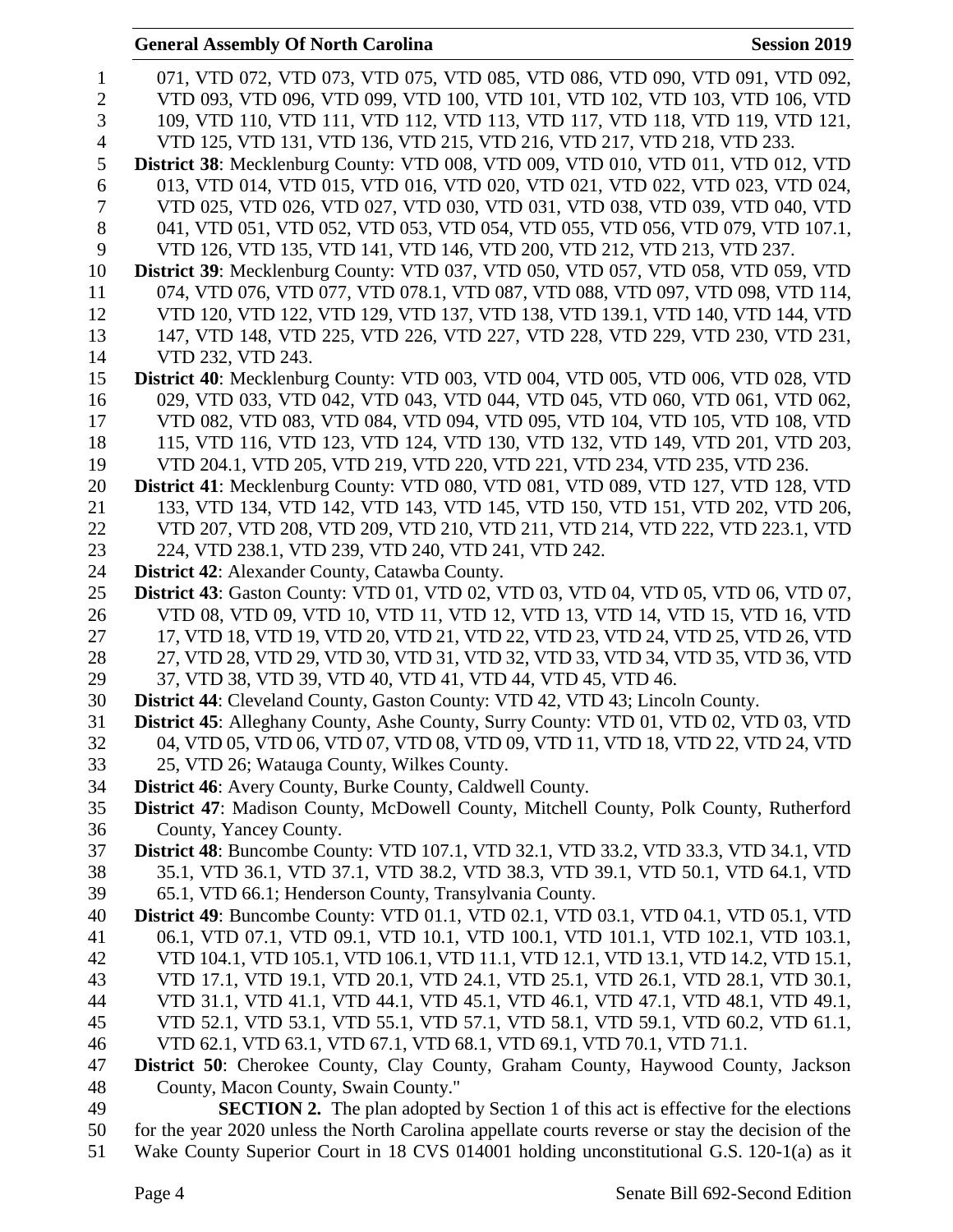071, VTD 072, VTD 073, VTD 075, VTD 085, VTD 086, VTD 090, VTD 091, VTD 092, VTD 093, VTD 096, VTD 099, VTD 100, VTD 101, VTD 102, VTD 103, VTD 106, VTD 109, VTD 110, VTD 111, VTD 112, VTD 113, VTD 117, VTD 118, VTD 119, VTD 121, VTD 125, VTD 131, VTD 136, VTD 215, VTD 216, VTD 217, VTD 218, VTD 233.

**District 38**: Mecklenburg County: VTD 008, VTD 009, VTD 010, VTD 011, VTD 012, VTD 013, VTD 014, VTD 015, VTD 016, VTD 020, VTD 021, VTD 022, VTD 023, VTD 024, VTD 025, VTD 026, VTD 027, VTD 030, VTD 031, VTD 038, VTD 039, VTD 040, VTD 041, VTD 051, VTD 052, VTD 053, VTD 054, VTD 055, VTD 056, VTD 079, VTD 107.1, VTD 126, VTD 135, VTD 141, VTD 146, VTD 200, VTD 212, VTD 213, VTD 237.

**District 39**: Mecklenburg County: VTD 037, VTD 050, VTD 057, VTD 058, VTD 059, VTD 074, VTD 076, VTD 077, VTD 078.1, VTD 087, VTD 088, VTD 097, VTD 098, VTD 114, VTD 120, VTD 122, VTD 129, VTD 137, VTD 138, VTD 139.1, VTD 140, VTD 144, VTD 147, VTD 148, VTD 225, VTD 226, VTD 227, VTD 228, VTD 229, VTD 230, VTD 231, VTD 232, VTD 243.

**District 40**: Mecklenburg County: VTD 003, VTD 004, VTD 005, VTD 006, VTD 028, VTD 029, VTD 033, VTD 042, VTD 043, VTD 044, VTD 045, VTD 060, VTD 061, VTD 062, VTD 082, VTD 083, VTD 084, VTD 094, VTD 095, VTD 104, VTD 105, VTD 108, VTD 115, VTD 116, VTD 123, VTD 124, VTD 130, VTD 132, VTD 149, VTD 201, VTD 203, VTD 204.1, VTD 205, VTD 219, VTD 220, VTD 221, VTD 234, VTD 235, VTD 236.

**District 41**: Mecklenburg County: VTD 080, VTD 081, VTD 089, VTD 127, VTD 128, VTD 133, VTD 134, VTD 142, VTD 143, VTD 145, VTD 150, VTD 151, VTD 202, VTD 206, VTD 207, VTD 208, VTD 209, VTD 210, VTD 211, VTD 214, VTD 222, VTD 223.1, VTD 224, VTD 238.1, VTD 239, VTD 240, VTD 241, VTD 242.

**District 42**: Alexander County, Catawba County.

**District 43**: Gaston County: VTD 01, VTD 02, VTD 03, VTD 04, VTD 05, VTD 06, VTD 07, VTD 08, VTD 09, VTD 10, VTD 11, VTD 12, VTD 13, VTD 14, VTD 15, VTD 16, VTD 17, VTD 18, VTD 19, VTD 20, VTD 21, VTD 22, VTD 23, VTD 24, VTD 25, VTD 26, VTD 27, VTD 28, VTD 29, VTD 30, VTD 31, VTD 32, VTD 33, VTD 34, VTD 35, VTD 36, VTD 37, VTD 38, VTD 39, VTD 40, VTD 41, VTD 44, VTD 45, VTD 46.

**District 44**: Cleveland County, Gaston County: VTD 42, VTD 43; Lincoln County.

**District 45**: Alleghany County, Ashe County, Surry County: VTD 01, VTD 02, VTD 03, VTD 04, VTD 05, VTD 06, VTD 07, VTD 08, VTD 09, VTD 11, VTD 18, VTD 22, VTD 24, VTD 25, VTD 26; Watauga County, Wilkes County.

**District 46**: Avery County, Burke County, Caldwell County.

**District 47**: Madison County, McDowell County, Mitchell County, Polk County, Rutherford County, Yancey County.

**District 48**: Buncombe County: VTD 107.1, VTD 32.1, VTD 33.2, VTD 33.3, VTD 34.1, VTD 35.1, VTD 36.1, VTD 37.1, VTD 38.2, VTD 38.3, VTD 39.1, VTD 50.1, VTD 64.1, VTD 65.1, VTD 66.1; Henderson County, Transylvania County.

**District 49**: Buncombe County: VTD 01.1, VTD 02.1, VTD 03.1, VTD 04.1, VTD 05.1, VTD 06.1, VTD 07.1, VTD 09.1, VTD 10.1, VTD 100.1, VTD 101.1, VTD 102.1, VTD 103.1, VTD 104.1, VTD 105.1, VTD 106.1, VTD 11.1, VTD 12.1, VTD 13.1, VTD 14.2, VTD 15.1, VTD 17.1, VTD 19.1, VTD 20.1, VTD 24.1, VTD 25.1, VTD 26.1, VTD 28.1, VTD 30.1, VTD 31.1, VTD 41.1, VTD 44.1, VTD 45.1, VTD 46.1, VTD 47.1, VTD 48.1, VTD 49.1, VTD 52.1, VTD 53.1, VTD 55.1, VTD 57.1, VTD 58.1, VTD 59.1, VTD 60.2, VTD 61.1, VTD 62.1, VTD 63.1, VTD 67.1, VTD 68.1, VTD 69.1, VTD 70.1, VTD 71.1.

**District 50**: Cherokee County, Clay County, Graham County, Haywood County, Jackson County, Macon County, Swain County."

**SECTION 2.** The plan adopted by Section 1 of this act is effective for the elections for the year 2020 unless the North Carolina appellate courts reverse or stay the decision of the Wake County Superior Court in 18 CVS 014001 holding unconstitutional G.S. 120-1(a) as it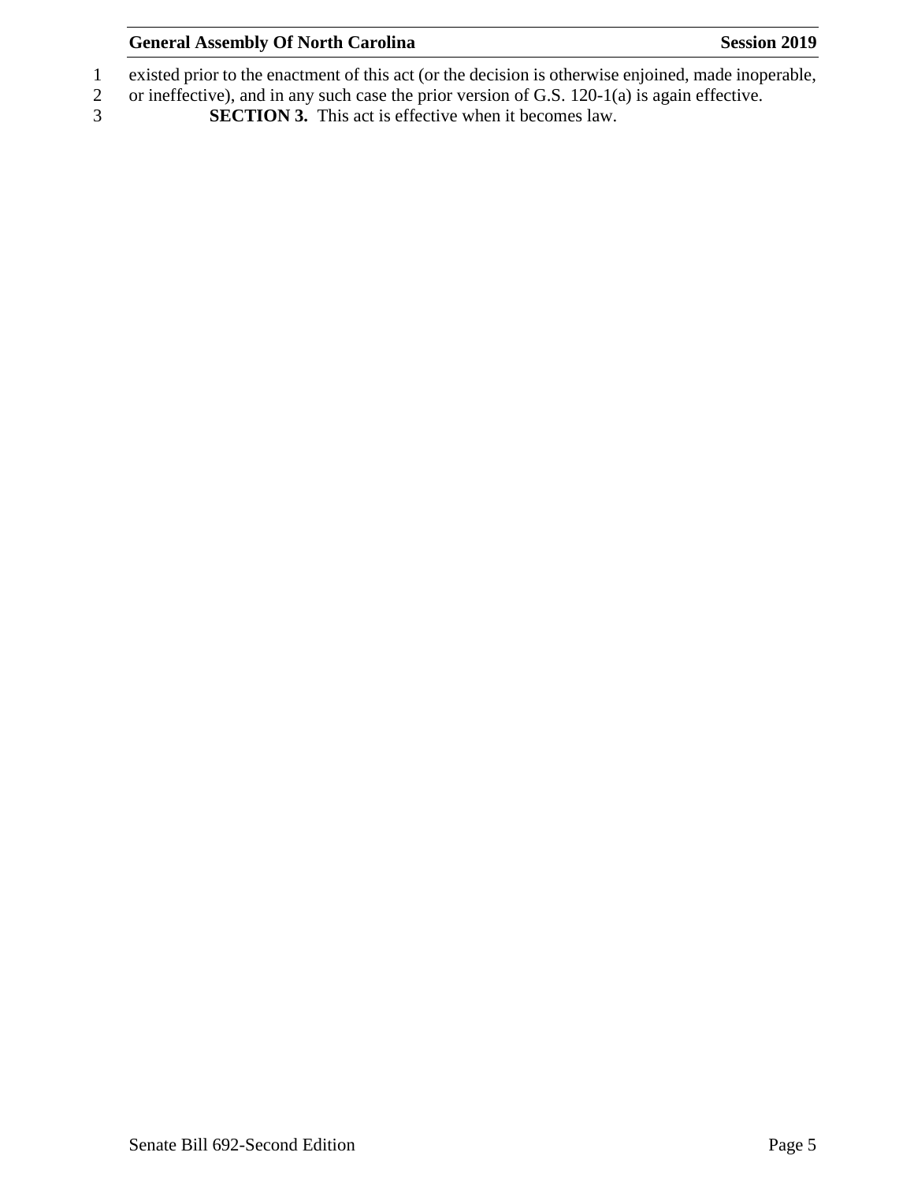existed prior to the enactment of this act (or the decision is otherwise enjoined, made inoperable, or ineffective), and in any such case the prior version of G.S. 120-1(a) is again effective.

**SECTION 3.** This act is effective when it becomes law.